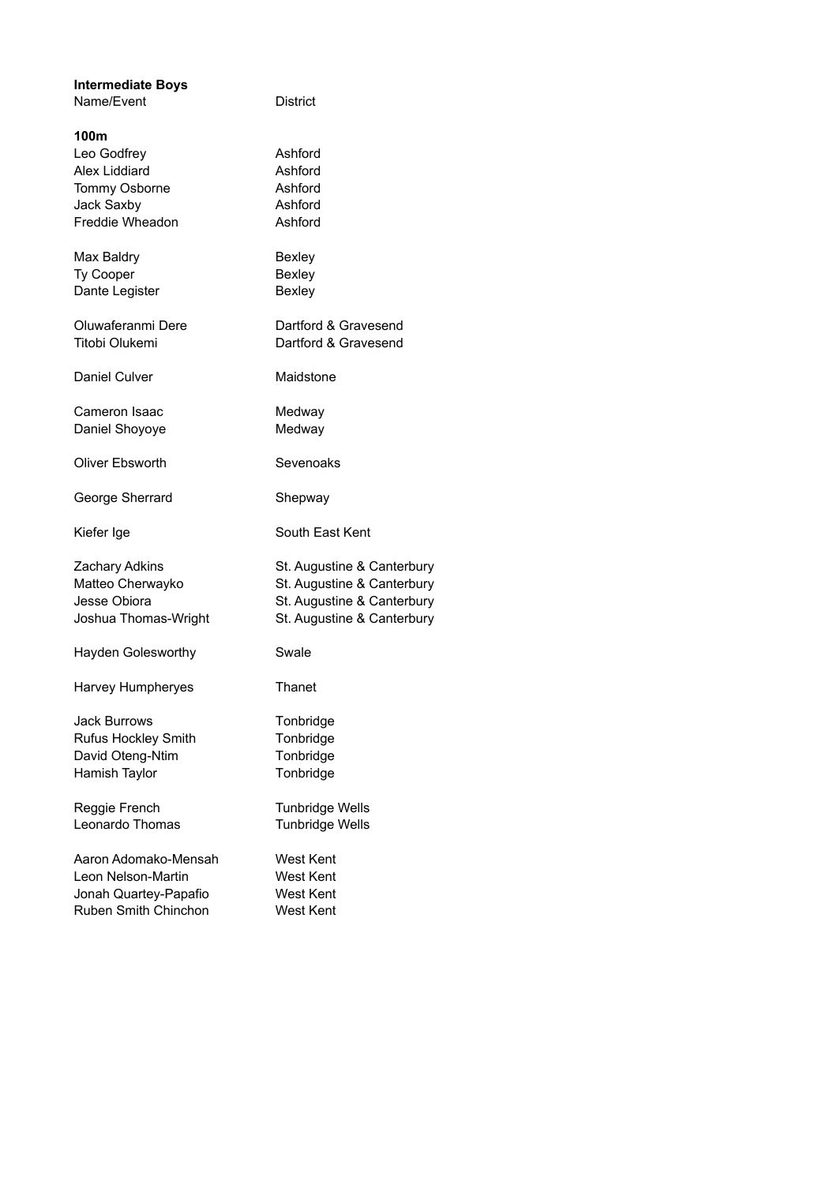**Intermediate Boys**

| Name/Event | District |
|---|---|
| **100m** | |
| Leo Godfrey | Ashford |
| Alex Liddiard | Ashford |
| Tommy Osborne | Ashford |
| Jack Saxby | Ashford |
| Freddie Wheadon | Ashford |
| | |
| Max Baldry | Bexley |
| Ty Cooper | Bexley |
| Dante Legister | Bexley |
| | |
| Oluwaferanmi Dere | Dartford & Gravesend |
| Titobi Olukemi | Dartford & Gravesend |
| | |
| Daniel Culver | Maidstone |
| | |
| Cameron Isaac | Medway |
| Daniel Shoyoye | Medway |
| | |
| Oliver Ebsworth | Sevenoaks |
| | |
| George Sherrard | Shepway |
| | |
| Kiefer Ige | South East Kent |
| | |
| Zachary Adkins | St. Augustine & Canterbury |
| Matteo Cherwayko | St. Augustine & Canterbury |
| Jesse Obiora | St. Augustine & Canterbury |
| Joshua Thomas-Wright | St. Augustine & Canterbury |
| | |
| Hayden Golesworthy | Swale |
| | |
| Harvey Humpheryes | Thanet |
| | |
| Jack Burrows | Tonbridge |
| Rufus Hockley Smith | Tonbridge |
| David Oteng-Ntim | Tonbridge |
| Hamish Taylor | Tonbridge |
| | |
| Reggie French | Tunbridge Wells |
| Leonardo Thomas | Tunbridge Wells |
| | |
| Aaron Adomako-Mensah | West Kent |
| Leon Nelson-Martin | West Kent |
| Jonah Quartey-Papafio | West Kent |
| Ruben Smith Chinchon | West Kent |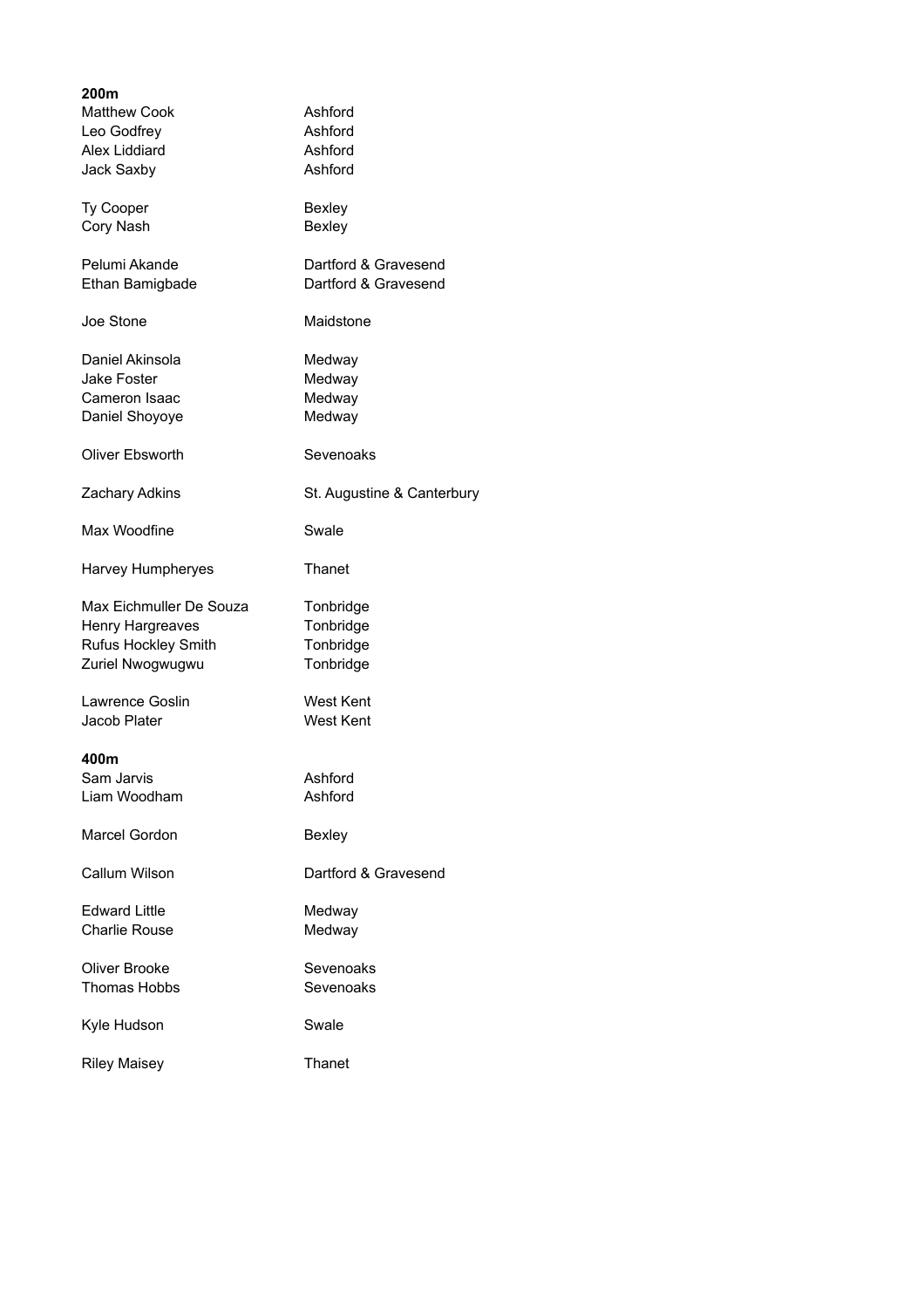**200m**

| | |
|---|---|
| Matthew Cook | Ashford |
| Leo Godfrey | Ashford |
| Alex Liddiard | Ashford |
| Jack Saxby | Ashford |
| | |
| Ty Cooper | Bexley |
| Cory Nash | Bexley |
| | |
| Pelumi Akande | Dartford & Gravesend |
| Ethan Bamigbade | Dartford & Gravesend |
| | |
| Joe Stone | Maidstone |
| | |
| Daniel Akinsola | Medway |
| Jake Foster | Medway |
| Cameron Isaac | Medway |
| Daniel Shoyoye | Medway |
| | |
| Oliver Ebsworth | Sevenoaks |
| | |
| Zachary Adkins | St. Augustine & Canterbury |
| | |
| Max Woodfine | Swale |
| | |
| Harvey Humpheryes | Thanet |
| | |
| Max Eichmuller De Souza | Tonbridge |
| Henry Hargreaves | Tonbridge |
| Rufus Hockley Smith | Tonbridge |
| Zuriel Nwogwugwu | Tonbridge |
| | |
| Lawrence Goslin | West Kent |
| Jacob Plater | West Kent |

**400m**

| | |
|---|---|
| Sam Jarvis | Ashford |
| Liam Woodham | Ashford |
| | |
| Marcel Gordon | Bexley |
| | |
| Callum Wilson | Dartford & Gravesend |
| | |
| Edward Little | Medway |
| Charlie Rouse | Medway |
| | |
| Oliver Brooke | Sevenoaks |
| Thomas Hobbs | Sevenoaks |
| | |
| Kyle Hudson | Swale |
| | |
| Riley Maisey | Thanet |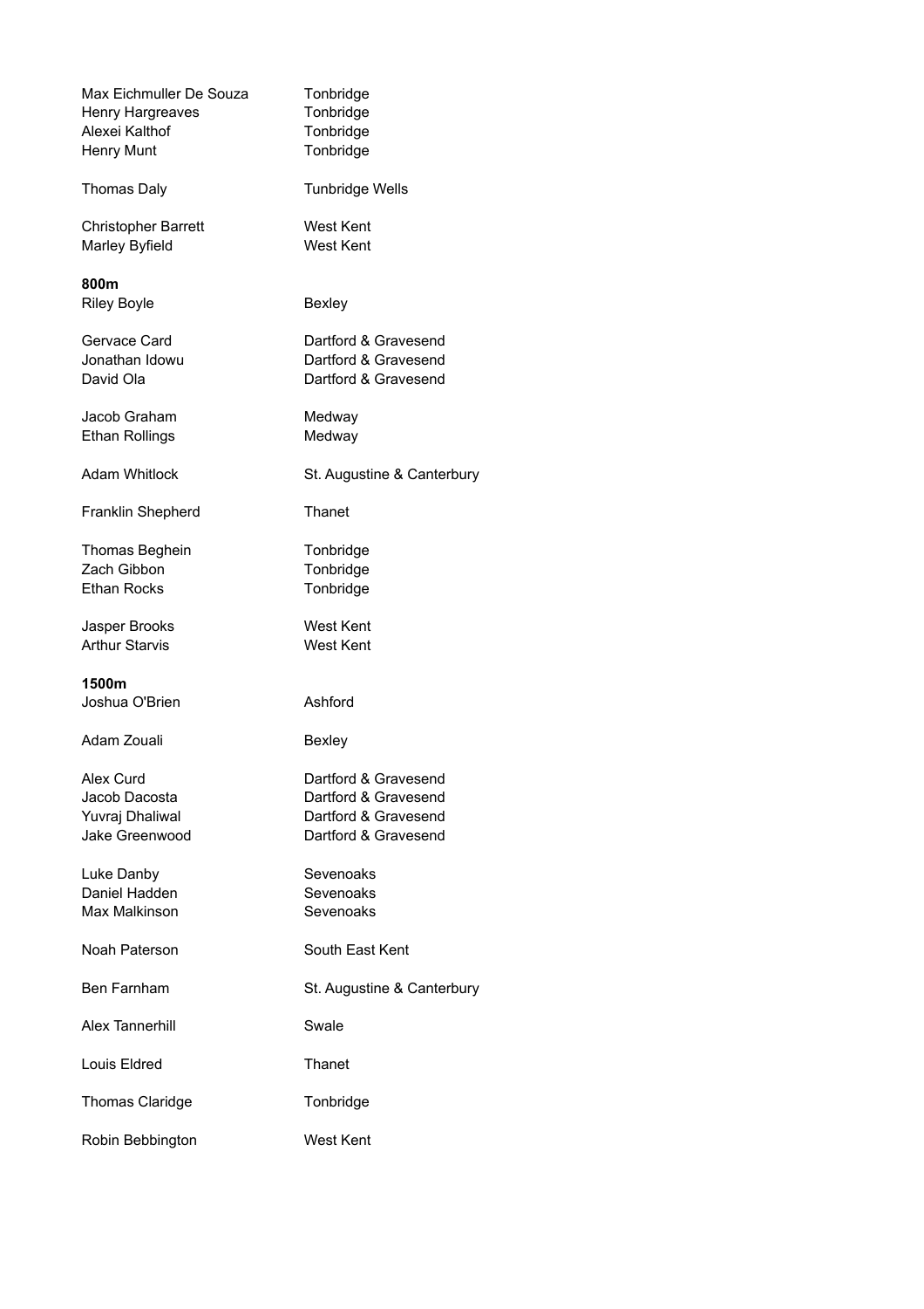| | |
|---|---|
| Max Eichmuller De Souza | Tonbridge |
| Henry Hargreaves | Tonbridge |
| Alexei Kalthof | Tonbridge |
| Henry Munt | Tonbridge |
| | |
| Thomas Daly | Tunbridge Wells |
| | |
| Christopher Barrett | West Kent |
| Marley Byfield | West Kent |

**800m**

| | |
|---|---|
| Riley Boyle | Bexley |
| | |
| Gervace Card | Dartford & Gravesend |
| Jonathan Idowu | Dartford & Gravesend |
| David Ola | Dartford & Gravesend |
| | |
| Jacob Graham | Medway |
| Ethan Rollings | Medway |
| | |
| Adam Whitlock | St. Augustine & Canterbury |
| | |
| Franklin Shepherd | Thanet |
| | |
| Thomas Beghein | Tonbridge |
| Zach Gibbon | Tonbridge |
| Ethan Rocks | Tonbridge |
| | |
| Jasper Brooks | West Kent |
| Arthur Starvis | West Kent |

**1500m**

| | |
|---|---|
| Joshua O'Brien | Ashford |
| | |
| Adam Zouali | Bexley |
| | |
| Alex Curd | Dartford & Gravesend |
| Jacob Dacosta | Dartford & Gravesend |
| Yuvraj Dhaliwal | Dartford & Gravesend |
| Jake Greenwood | Dartford & Gravesend |
| | |
| Luke Danby | Sevenoaks |
| Daniel Hadden | Sevenoaks |
| Max Malkinson | Sevenoaks |
| | |
| Noah Paterson | South East Kent |
| | |
| Ben Farnham | St. Augustine & Canterbury |
| | |
| Alex Tannerhill | Swale |
| | |
| Louis Eldred | Thanet |
| | |
| Thomas Claridge | Tonbridge |
| | |
| Robin Bebbington | West Kent |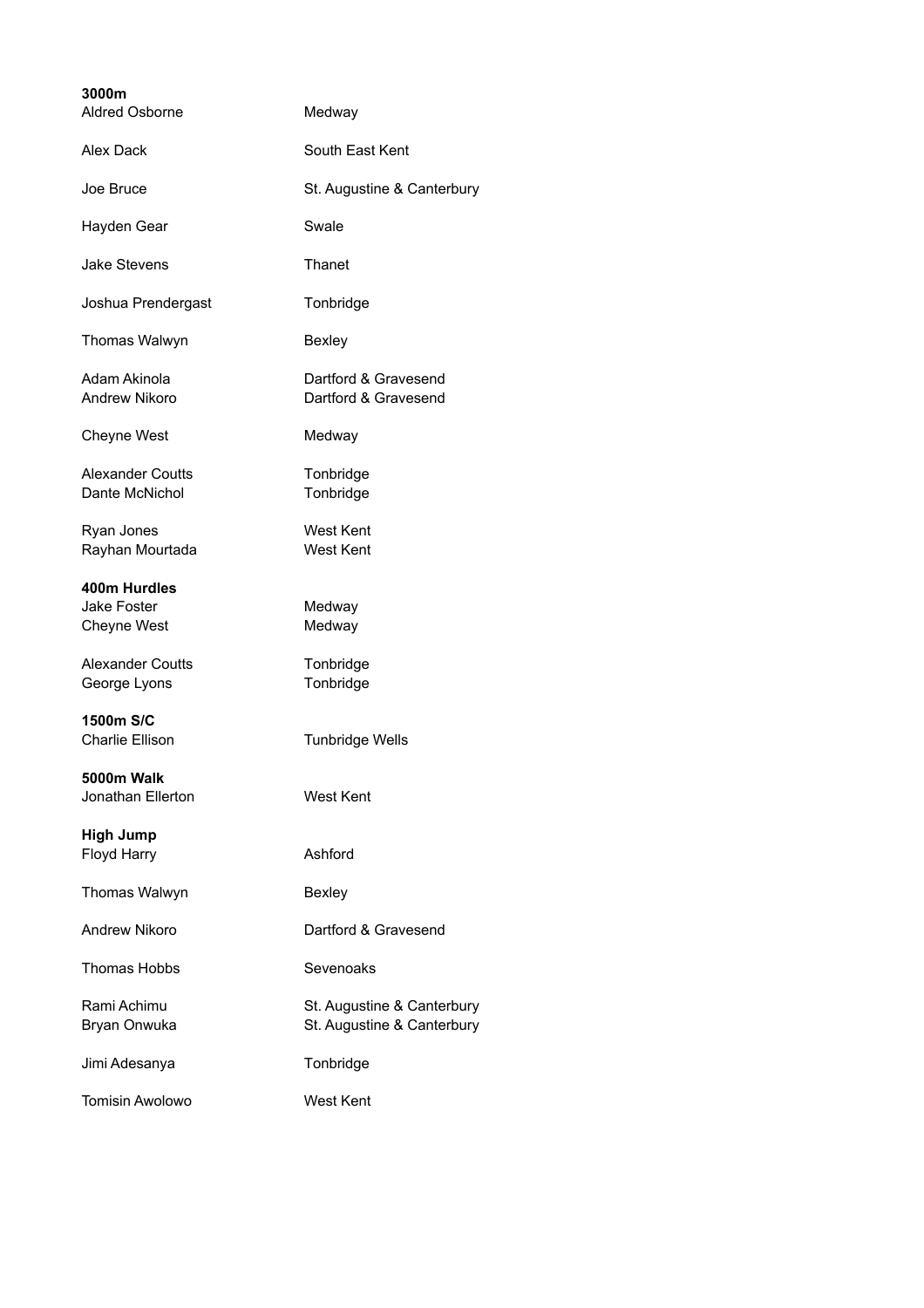**3000m**

| | |
|---|---|
| Aldred Osborne | Medway |
| Alex Dack | South East Kent |
| Joe Bruce | St. Augustine & Canterbury |
| Hayden Gear | Swale |
| Jake Stevens | Thanet |
| Joshua Prendergast | Tonbridge |
| Thomas Walwyn | Bexley |
| Adam Akinola | Dartford & Gravesend |
| Andrew Nikoro | Dartford & Gravesend |
| Cheyne West | Medway |
| Alexander Coutts | Tonbridge |
| Dante McNichol | Tonbridge |
| Ryan Jones | West Kent |
| Rayhan Mourtada | West Kent |

**400m Hurdles**

| | |
|---|---|
| Jake Foster | Medway |
| Cheyne West | Medway |
| Alexander Coutts | Tonbridge |
| George Lyons | Tonbridge |

**1500m S/C**

| | |
|---|---|
| Charlie Ellison | Tunbridge Wells |

**5000m Walk**

| | |
|---|---|
| Jonathan Ellerton | West Kent |

**High Jump**

| | |
|---|---|
| Floyd Harry | Ashford |
| Thomas Walwyn | Bexley |
| Andrew Nikoro | Dartford & Gravesend |
| Thomas Hobbs | Sevenoaks |
| Rami Achimu | St. Augustine & Canterbury |
| Bryan Onwuka | St. Augustine & Canterbury |
| Jimi Adesanya | Tonbridge |
| Tomisin Awolowo | West Kent |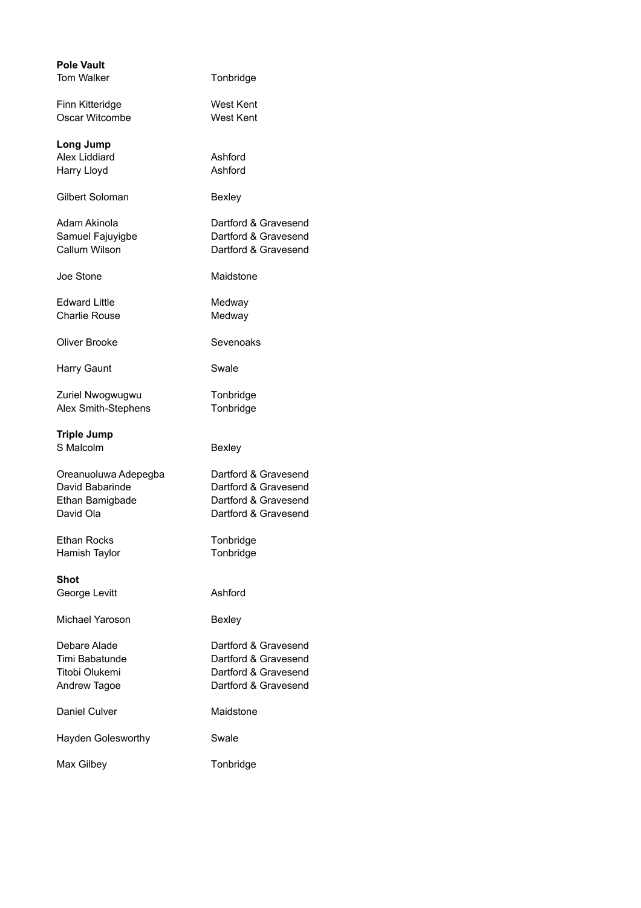**Pole Vault**

| | |
|---|---|
| Tom Walker | Tonbridge |
| | |
| Finn Kitteridge | West Kent |
| Oscar Witcombe | West Kent |

**Long Jump**

| | |
|---|---|
| Alex Liddiard | Ashford |
| Harry Lloyd | Ashford |
| | |
| Gilbert Soloman | Bexley |
| | |
| Adam Akinola | Dartford & Gravesend |
| Samuel Fajuyigbe | Dartford & Gravesend |
| Callum Wilson | Dartford & Gravesend |
| | |
| Joe Stone | Maidstone |
| | |
| Edward Little | Medway |
| Charlie Rouse | Medway |
| | |
| Oliver Brooke | Sevenoaks |
| | |
| Harry Gaunt | Swale |
| | |
| Zuriel Nwogwugwu | Tonbridge |
| Alex Smith-Stephens | Tonbridge |

**Triple Jump**

| | |
|---|---|
| S Malcolm | Bexley |
| | |
| Oreanuoluwa Adepegba | Dartford & Gravesend |
| David Babarinde | Dartford & Gravesend |
| Ethan Bamigbade | Dartford & Gravesend |
| David Ola | Dartford & Gravesend |
| | |
| Ethan Rocks | Tonbridge |
| Hamish Taylor | Tonbridge |

**Shot**

| | |
|---|---|
| George Levitt | Ashford |
| | |
| Michael Yaroson | Bexley |
| | |
| Debare Alade | Dartford & Gravesend |
| Timi Babatunde | Dartford & Gravesend |
| Titobi Olukemi | Dartford & Gravesend |
| Andrew Tagoe | Dartford & Gravesend |
| | |
| Daniel Culver | Maidstone |
| | |
| Hayden Golesworthy | Swale |
| | |
| Max Gilbey | Tonbridge |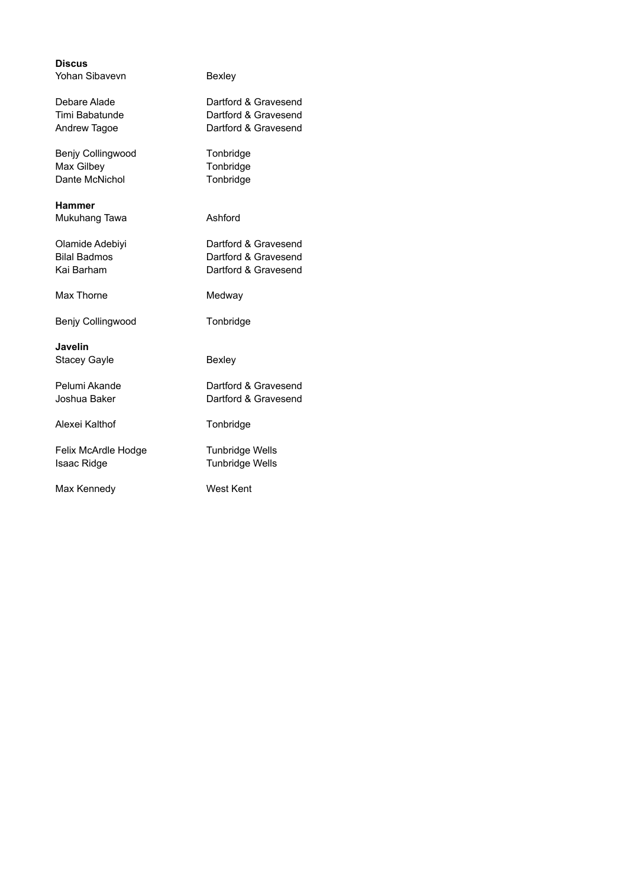**Discus**

| | |
|---|---|
| Yohan Sibavevn | Bexley |
| | |
| Debare Alade | Dartford & Gravesend |
| Timi Babatunde | Dartford & Gravesend |
| Andrew Tagoe | Dartford & Gravesend |
| | |
| Benjy Collingwood | Tonbridge |
| Max Gilbey | Tonbridge |
| Dante McNichol | Tonbridge |

**Hammer**

| | |
|---|---|
| Mukuhang Tawa | Ashford |
| | |
| Olamide Adebiyi | Dartford & Gravesend |
| Bilal Badmos | Dartford & Gravesend |
| Kai Barham | Dartford & Gravesend |
| | |
| Max Thorne | Medway |
| | |
| Benjy Collingwood | Tonbridge |

**Javelin**

| | |
|---|---|
| Stacey Gayle | Bexley |
| | |
| Pelumi Akande | Dartford & Gravesend |
| Joshua Baker | Dartford & Gravesend |
| | |
| Alexei Kalthof | Tonbridge |
| | |
| Felix McArdle Hodge | Tunbridge Wells |
| Isaac Ridge | Tunbridge Wells |
| | |
| Max Kennedy | West Kent |